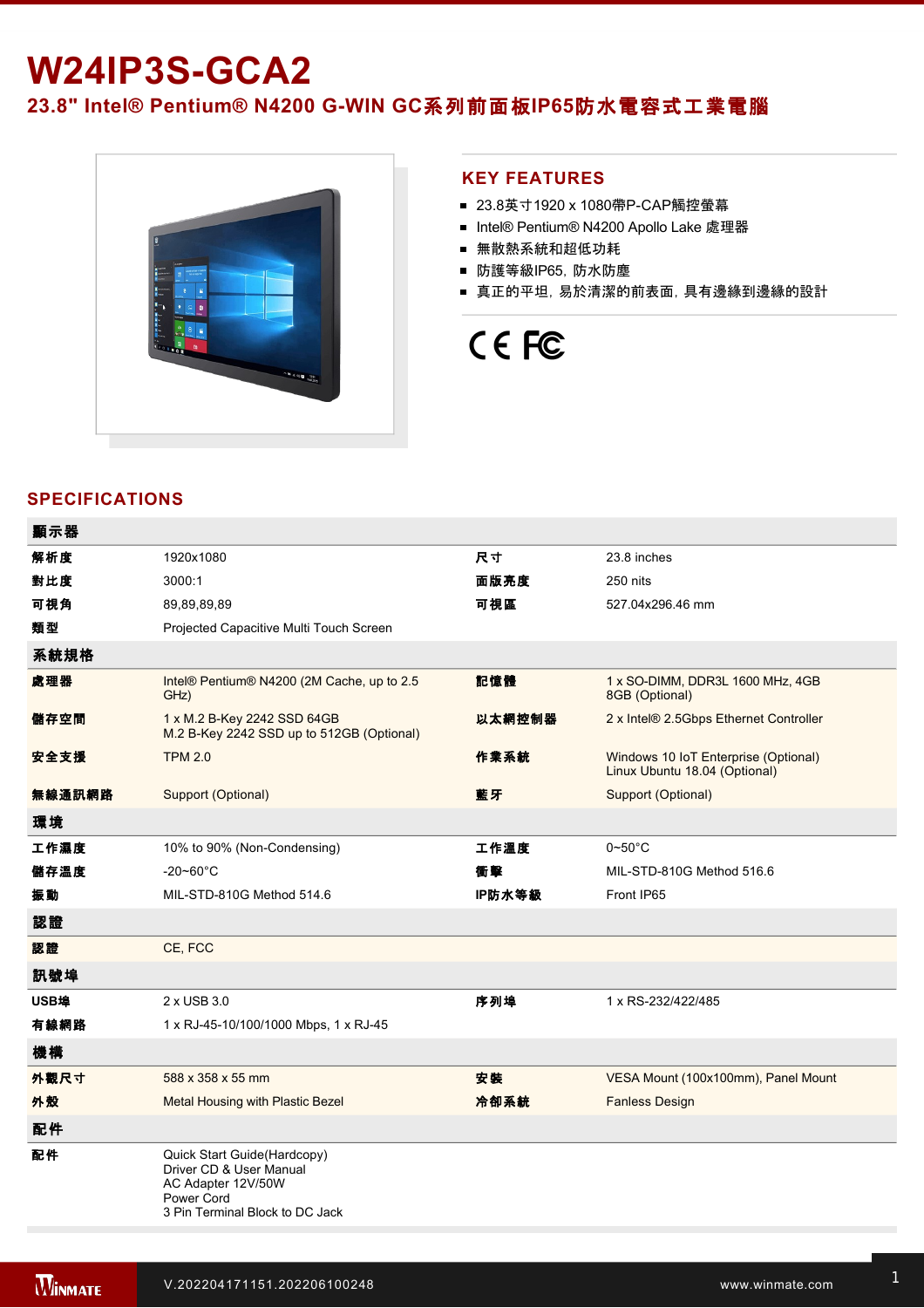# W24IP3S-GCA2

## 23.8" Intel® Pentium® N4200 G-WIN GC系列前面板IP65防水電容式工業電腦

## KEY FEATURES

- 23.8英寸1920 x 1080帶P-CAP觸控螢幕
- Intel® Pentium® N4200 Apollo Lake 處理器
- 無散熱系統和超低功耗
- 防護等級IP65, 防水防塵
- 真正的平坦, 易於清潔的前表面, 具有邊緣到邊緣的設計

## SPECIFICATIONS

| 顯示器 | | | |
|---|---|---|---|
| 解析度 | 1920x1080 | 尺寸 | 23.8 inches |
| 對比度 | 3000:1 | 面版亮度 | 250 nits |
| 可視角 | 89,89,89,89 | 可視區 | 527.04x296.46 mm |
| 類型 | Projected Capacitive Multi Touch Screen | | |
| **系統規格** | | | |
| 處理器 | Intel® Pentium® N4200 (2M Cache, up to 2.5 GHz) | 記憶體 | 1 x SO-DIMM, DDR3L 1600 MHz, 4GB<br>8GB (Optional) |
| 儲存空間 | 1 x M.2 B-Key 2242 SSD 64GB<br>M.2 B-Key 2242 SSD up to 512GB (Optional) | 以太網控制器 | 2 x Intel® 2.5Gbps Ethernet Controller |
| 安全支援 | TPM 2.0 | 作業系統 | Windows 10 IoT Enterprise (Optional)<br>Linux Ubuntu 18.04 (Optional) |
| 無線通訊網路 | Support (Optional) | 藍牙 | Support (Optional) |
| **環境** | | | |
| 工作濕度 | 10% to 90% (Non-Condensing) | 工作溫度 | 0~50°C |
| 儲存溫度 | -20~60°C | 衝擊 | MIL-STD-810G Method 516.6 |
| 振動 | MIL-STD-810G Method 514.6 | IP防水等級 | Front IP65 |
| **認證** | | | |
| 認證 | CE, FCC | | |
| **訊號埠** | | | |
| USB埠 | 2 x USB 3.0 | 序列埠 | 1 x RS-232/422/485 |
| 有線網路 | 1 x RJ-45-10/100/1000 Mbps, 1 x RJ-45 | | |
| **機構** | | | |
| 外觀尺寸 | 588 x 358 x 55 mm | 安裝 | VESA Mount (100x100mm), Panel Mount |
| 外殼 | Metal Housing with Plastic Bezel | 冷卻系統 | Fanless Design |
| **配件** | | | |
| 配件 | Quick Start Guide(Hardcopy)<br>Driver CD & User Manual<br>AC Adapter 12V/50W<br>Power Cord<br>3 Pin Terminal Block to DC Jack | | |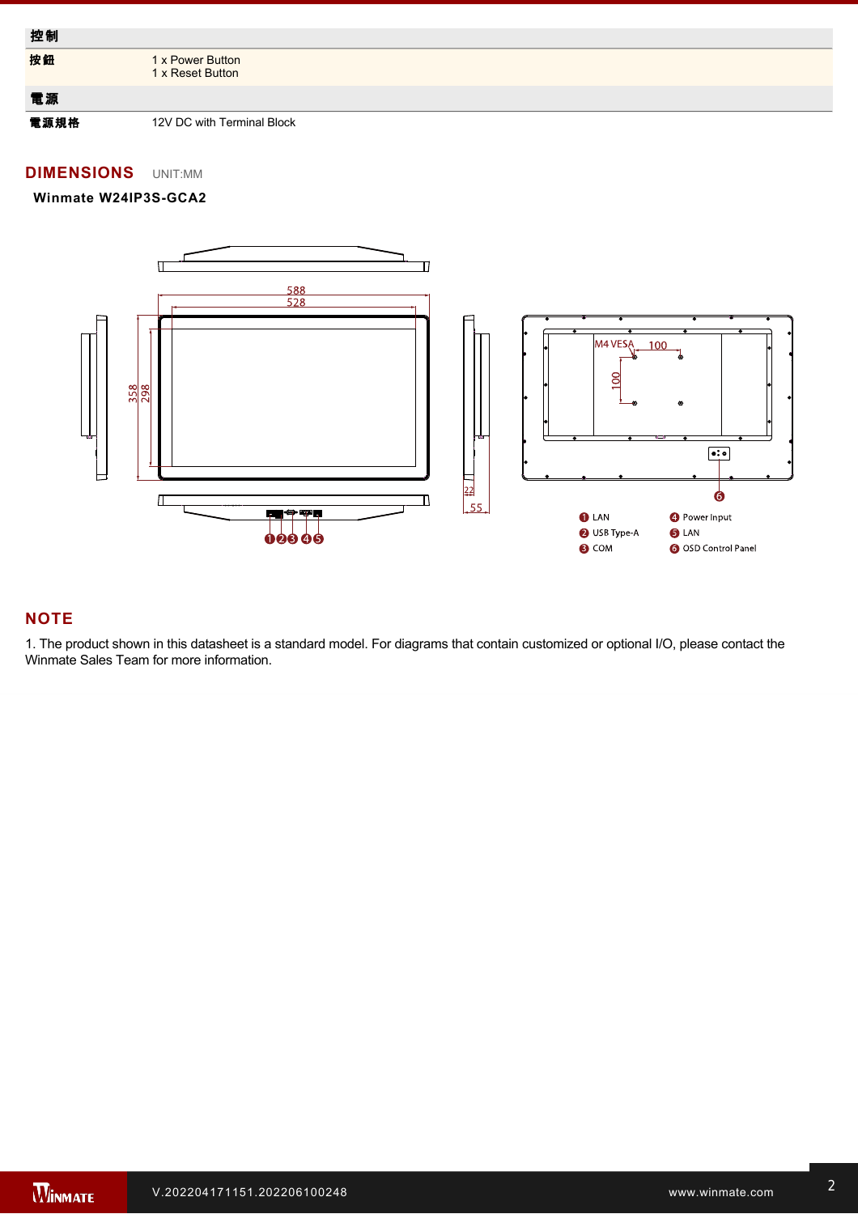## 控制

| | |
|---|---|
| 按鈕 | 1 x Power Button<br>1 x Reset Button |

## 電源

| | |
|---|---|
| 電源規格 | 12V DC with Terminal Block |

## DIMENSIONS UNIT:MM

**Winmate W24IP3S-GCA2**

588
528
358
298
22
55
M4 VESA
100
100

1 LAN
2 USB Type-A
3 COM
4 Power Input
5 LAN
6 OSD Control Panel

## NOTE

1. The product shown in this datasheet is a standard model. For diagrams that contain customized or optional I/O, please contact the Winmate Sales Team for more information.